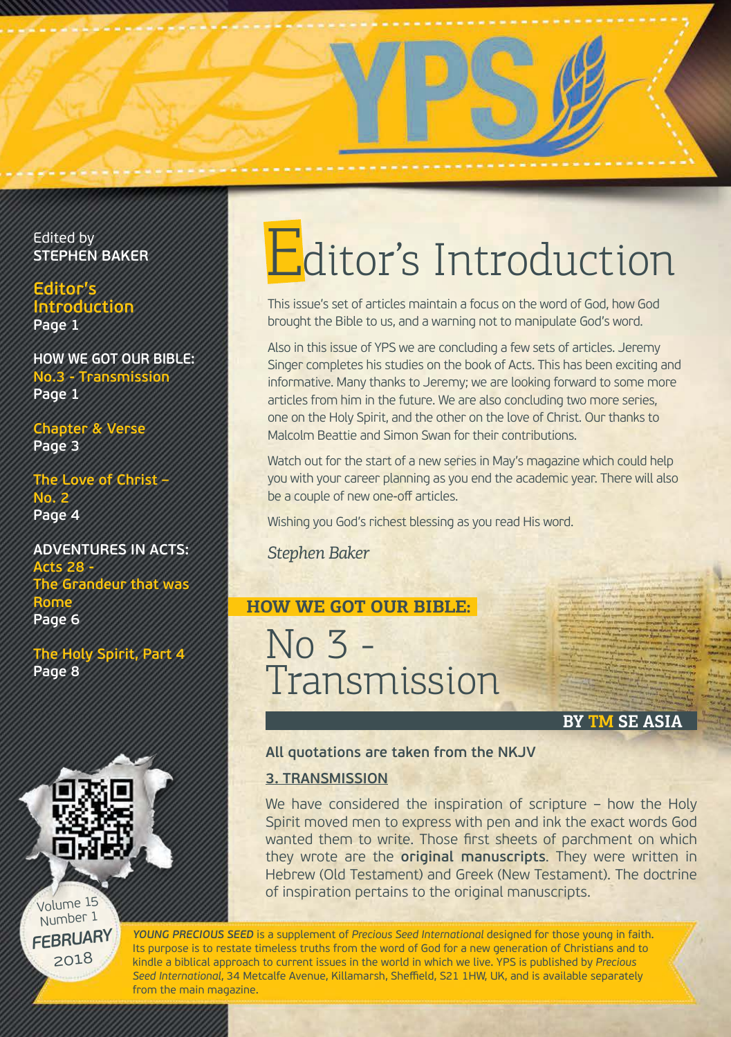Edited by
**STEPHEN BAKER**

**Editor's Introduction**
Page 1

**HOW WE GOT OUR BIBLE:**
**No.3 - Transmission**
Page 1

**Chapter & Verse**
Page 3

**The Love of Christ – No. 2**
Page 4

**ADVENTURES IN ACTS:**
**Acts 28 - The Grandeur that was Rome**
Page 6

**The Holy Spirit, Part 4**
Page 8

Volume 15
Number 1
FEBRUARY
2018

# Editor's Introduction

This issue's set of articles maintain a focus on the word of God, how God brought the Bible to us, and a warning not to manipulate God's word.

Also in this issue of YPS we are concluding a few sets of articles. Jeremy Singer completes his studies on the book of Acts. This has been exciting and informative. Many thanks to Jeremy; we are looking forward to some more articles from him in the future. We are also concluding two more series, one on the Holy Spirit, and the other on the love of Christ. Our thanks to Malcolm Beattie and Simon Swan for their contributions.

Watch out for the start of a new series in May's magazine which could help you with your career planning as you end the academic year. There will also be a couple of new one-off articles.

Wishing you God's richest blessing as you read His word.

*Stephen Baker*

## HOW WE GOT OUR BIBLE:

# No 3 - Transmission

**BY TM SE ASIA**

**All quotations are taken from the NKJV**

### 3. TRANSMISSION

We have considered the inspiration of scripture – how the Holy Spirit moved men to express with pen and ink the exact words God wanted them to write. Those first sheets of parchment on which they wrote are the **original manuscripts**. They were written in Hebrew (Old Testament) and Greek (New Testament). The doctrine of inspiration pertains to the original manuscripts.

***YOUNG PRECIOUS SEED*** is a supplement of *Precious Seed International* designed for those young in faith. Its purpose is to restate timeless truths from the word of God for a new generation of Christians and to kindle a biblical approach to current issues in the world in which we live. YPS is published by *Precious Seed International*, 34 Metcalfe Avenue, Killamarsh, Sheffield, S21 1HW, UK, and is available separately from the main magazine.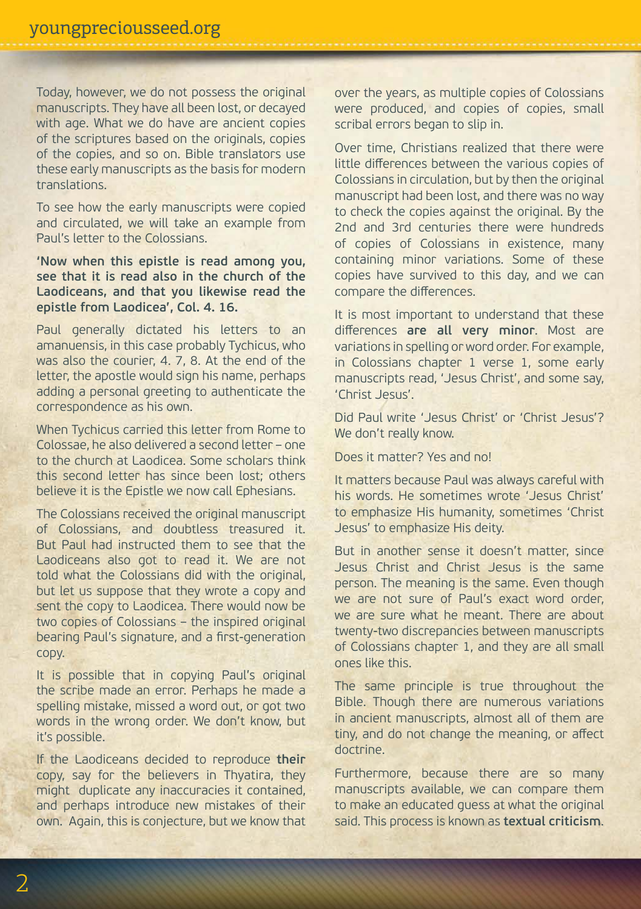Today, however, we do not possess the original manuscripts. They have all been lost, or decayed with age. What we do have are ancient copies of the scriptures based on the originals, copies of the copies, and so on. Bible translators use these early manuscripts as the basis for modern translations.

To see how the early manuscripts were copied and circulated, we will take an example from Paul's letter to the Colossians.

**'Now when this epistle is read among you, see that it is read also in the church of the Laodiceans, and that you likewise read the epistle from Laodicea', Col. 4. 16.**

Paul generally dictated his letters to an amanuensis, in this case probably Tychicus, who was also the courier, 4. 7, 8. At the end of the letter, the apostle would sign his name, perhaps adding a personal greeting to authenticate the correspondence as his own.

When Tychicus carried this letter from Rome to Colossae, he also delivered a second letter – one to the church at Laodicea. Some scholars think this second letter has since been lost; others believe it is the Epistle we now call Ephesians.

The Colossians received the original manuscript of Colossians, and doubtless treasured it. But Paul had instructed them to see that the Laodiceans also got to read it. We are not told what the Colossians did with the original, but let us suppose that they wrote a copy and sent the copy to Laodicea. There would now be two copies of Colossians – the inspired original bearing Paul's signature, and a first-generation copy.

It is possible that in copying Paul's original the scribe made an error. Perhaps he made a spelling mistake, missed a word out, or got two words in the wrong order. We don't know, but it's possible.

If the Laodiceans decided to reproduce **their** copy, say for the believers in Thyatira, they might duplicate any inaccuracies it contained, and perhaps introduce new mistakes of their own. Again, this is conjecture, but we know that over the years, as multiple copies of Colossians were produced, and copies of copies, small scribal errors began to slip in.

Over time, Christians realized that there were little differences between the various copies of Colossians in circulation, but by then the original manuscript had been lost, and there was no way to check the copies against the original. By the 2nd and 3rd centuries there were hundreds of copies of Colossians in existence, many containing minor variations. Some of these copies have survived to this day, and we can compare the differences.

It is most important to understand that these differences **are all very minor**. Most are variations in spelling or word order. For example, in Colossians chapter 1 verse 1, some early manuscripts read, 'Jesus Christ', and some say, 'Christ Jesus'.

Did Paul write 'Jesus Christ' or 'Christ Jesus'? We don't really know.

Does it matter? Yes and no!

It matters because Paul was always careful with his words. He sometimes wrote 'Jesus Christ' to emphasize His humanity, sometimes 'Christ Jesus' to emphasize His deity.

But in another sense it doesn't matter, since Jesus Christ and Christ Jesus is the same person. The meaning is the same. Even though we are not sure of Paul's exact word order, we are sure what he meant. There are about twenty-two discrepancies between manuscripts of Colossians chapter 1, and they are all small ones like this.

The same principle is true throughout the Bible. Though there are numerous variations in ancient manuscripts, almost all of them are tiny, and do not change the meaning, or affect doctrine.

Furthermore, because there are so many manuscripts available, we can compare them to make an educated guess at what the original said. This process is known as **textual criticism**.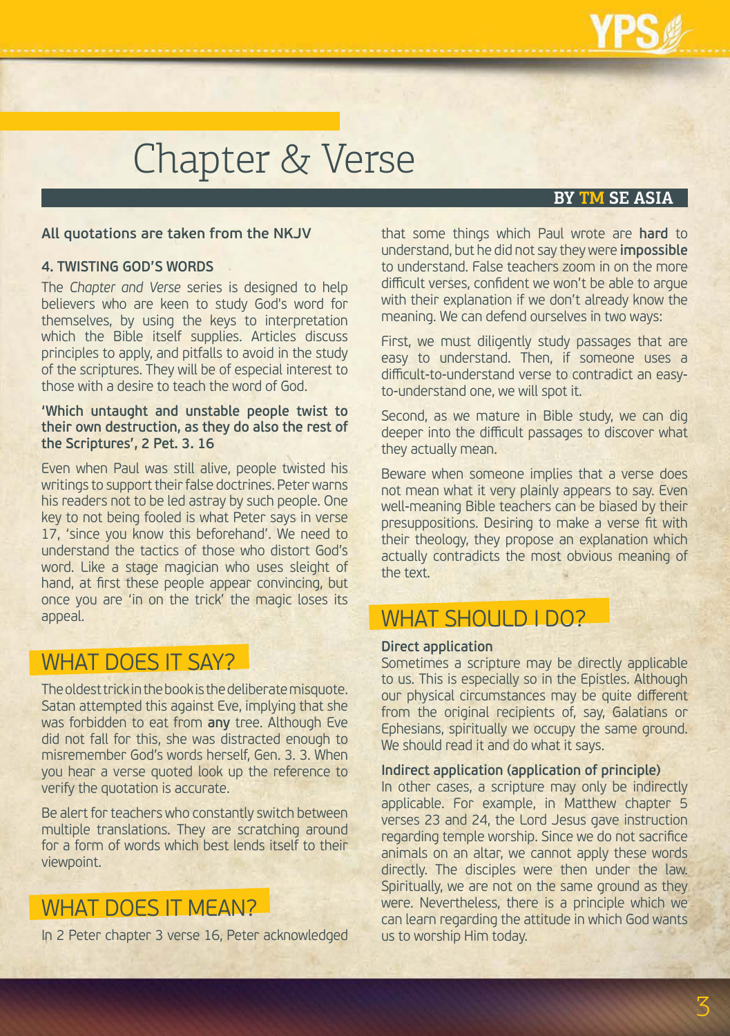# Chapter & Verse

**BY TM SE ASIA**

**All quotations are taken from the NKJV**

### 4. TWISTING GOD'S WORDS

The *Chapter and Verse* series is designed to help believers who are keen to study God's word for themselves, by using the keys to interpretation which the Bible itself supplies. Articles discuss principles to apply, and pitfalls to avoid in the study of the scriptures. They will be of especial interest to those with a desire to teach the word of God.

**'Which untaught and unstable people twist to their own destruction, as they do also the rest of the Scriptures', 2 Pet. 3. 16**

Even when Paul was still alive, people twisted his writings to support their false doctrines. Peter warns his readers not to be led astray by such people. One key to not being fooled is what Peter says in verse 17, 'since you know this beforehand'. We need to understand the tactics of those who distort God's word. Like a stage magician who uses sleight of hand, at first these people appear convincing, but once you are 'in on the trick' the magic loses its appeal.

## WHAT DOES IT SAY?

The oldest trick in the book is the deliberate misquote. Satan attempted this against Eve, implying that she was forbidden to eat from **any** tree. Although Eve did not fall for this, she was distracted enough to misremember God's words herself, Gen. 3. 3. When you hear a verse quoted look up the reference to verify the quotation is accurate.

Be alert for teachers who constantly switch between multiple translations. They are scratching around for a form of words which best lends itself to their viewpoint.

## WHAT DOES IT MEAN?

In 2 Peter chapter 3 verse 16, Peter acknowledged that some things which Paul wrote are **hard** to understand, but he did not say they were **impossible** to understand. False teachers zoom in on the more difficult verses, confident we won't be able to argue with their explanation if we don't already know the meaning. We can defend ourselves in two ways:

First, we must diligently study passages that are easy to understand. Then, if someone uses a difficult-to-understand verse to contradict an easy-to-understand one, we will spot it.

Second, as we mature in Bible study, we can dig deeper into the difficult passages to discover what they actually mean.

Beware when someone implies that a verse does not mean what it very plainly appears to say. Even well-meaning Bible teachers can be biased by their presuppositions. Desiring to make a verse fit with their theology, they propose an explanation which actually contradicts the most obvious meaning of the text.

## WHAT SHOULD I DO?

**Direct application**

Sometimes a scripture may be directly applicable to us. This is especially so in the Epistles. Although our physical circumstances may be quite different from the original recipients of, say, Galatians or Ephesians, spiritually we occupy the same ground. We should read it and do what it says.

**Indirect application (application of principle)**

In other cases, a scripture may only be indirectly applicable. For example, in Matthew chapter 5 verses 23 and 24, the Lord Jesus gave instruction regarding temple worship. Since we do not sacrifice animals on an altar, we cannot apply these words directly. The disciples were then under the law. Spiritually, we are not on the same ground as they were. Nevertheless, there is a principle which we can learn regarding the attitude in which God wants us to worship Him today.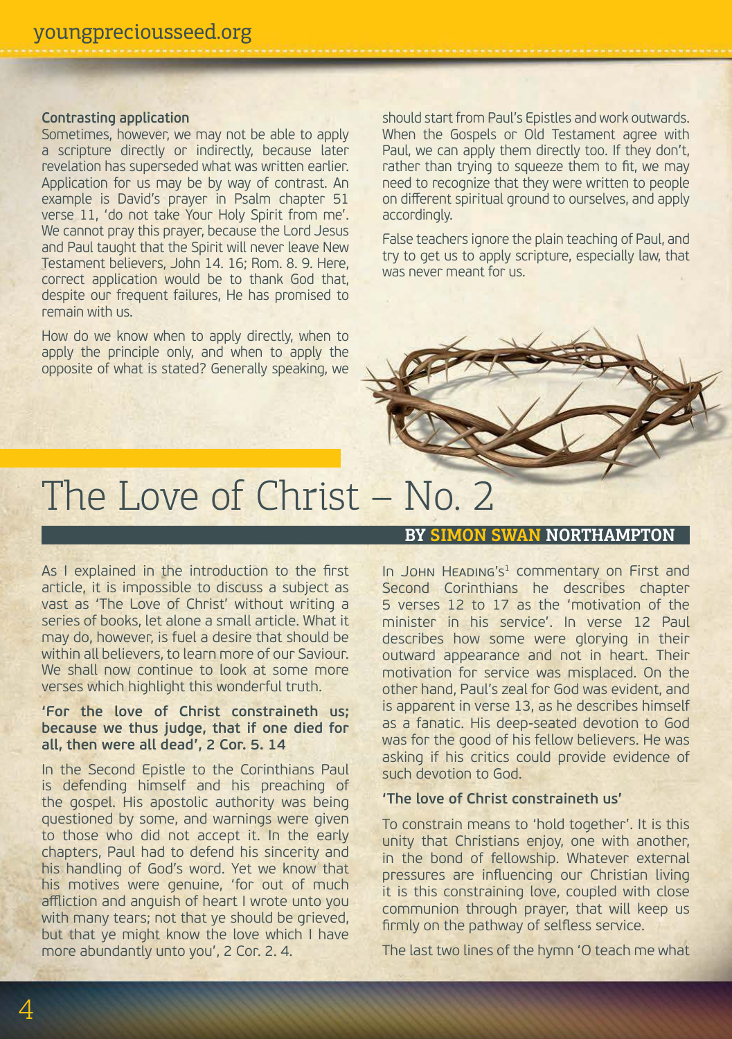**Contrasting application**

Sometimes, however, we may not be able to apply a scripture directly or indirectly, because later revelation has superseded what was written earlier. Application for us may be by way of contrast. An example is David's prayer in Psalm chapter 51 verse 11, 'do not take Your Holy Spirit from me'. We cannot pray this prayer, because the Lord Jesus and Paul taught that the Spirit will never leave New Testament believers, John 14. 16; Rom. 8. 9. Here, correct application would be to thank God that, despite our frequent failures, He has promised to remain with us.

How do we know when to apply directly, when to apply the principle only, and when to apply the opposite of what is stated? Generally speaking, we should start from Paul's Epistles and work outwards. When the Gospels or Old Testament agree with Paul, we can apply them directly too. If they don't, rather than trying to squeeze them to fit, we may need to recognize that they were written to people on different spiritual ground to ourselves, and apply accordingly.

False teachers ignore the plain teaching of Paul, and try to get us to apply scripture, especially law, that was never meant for us.

# The Love of Christ – No. 2

**BY SIMON SWAN NORTHAMPTON**

As I explained in the introduction to the first article, it is impossible to discuss a subject as vast as 'The Love of Christ' without writing a series of books, let alone a small article. What it may do, however, is fuel a desire that should be within all believers, to learn more of our Saviour. We shall now continue to look at some more verses which highlight this wonderful truth.

**'For the love of Christ constraineth us; because we thus judge, that if one died for all, then were all dead', 2 Cor. 5. 14**

In the Second Epistle to the Corinthians Paul is defending himself and his preaching of the gospel. His apostolic authority was being questioned by some, and warnings were given to those who did not accept it. In the early chapters, Paul had to defend his sincerity and his handling of God's word. Yet we know that his motives were genuine, 'for out of much affliction and anguish of heart I wrote unto you with many tears; not that ye should be grieved, but that ye might know the love which I have more abundantly unto you', 2 Cor. 2. 4.

In John Heading's[1] commentary on First and Second Corinthians he describes chapter 5 verses 12 to 17 as the 'motivation of the minister in his service'. In verse 12 Paul describes how some were glorying in their outward appearance and not in heart. Their motivation for service was misplaced. On the other hand, Paul's zeal for God was evident, and is apparent in verse 13, as he describes himself as a fanatic. His deep-seated devotion to God was for the good of his fellow believers. He was asking if his critics could provide evidence of such devotion to God.

**'The love of Christ constraineth us'**

To constrain means to 'hold together'. It is this unity that Christians enjoy, one with another, in the bond of fellowship. Whatever external pressures are influencing our Christian living it is this constraining love, coupled with close communion through prayer, that will keep us firmly on the pathway of selfless service.

The last two lines of the hymn 'O teach me what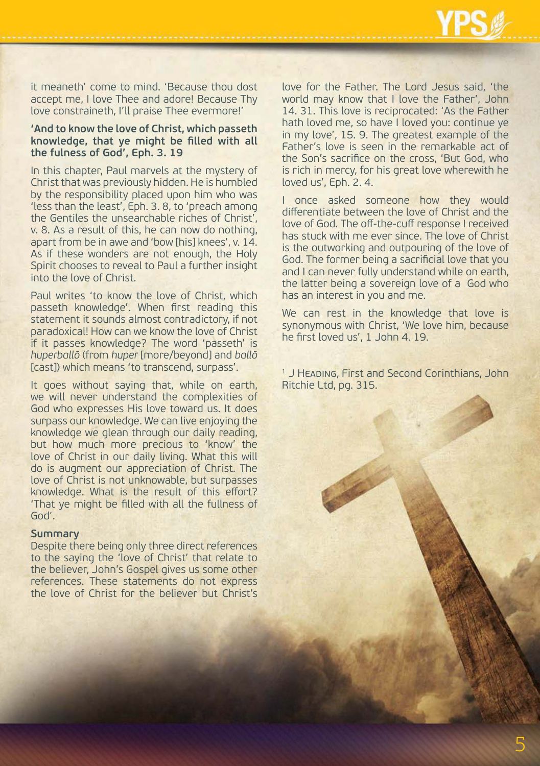it meaneth' come to mind. 'Because thou dost accept me, I love Thee and adore! Because Thy love constraineth, I'll praise Thee evermore!'

**'And to know the love of Christ, which passeth knowledge, that ye might be filled with all the fulness of God', Eph. 3. 19**

In this chapter, Paul marvels at the mystery of Christ that was previously hidden. He is humbled by the responsibility placed upon him who was 'less than the least', Eph. 3. 8, to 'preach among the Gentiles the unsearchable riches of Christ', v. 8. As a result of this, he can now do nothing, apart from be in awe and 'bow [his] knees', v. 14. As if these wonders are not enough, the Holy Spirit chooses to reveal to Paul a further insight into the love of Christ.

Paul writes 'to know the love of Christ, which passeth knowledge'. When first reading this statement it sounds almost contradictory, if not paradoxical! How can we know the love of Christ if it passes knowledge? The word 'passeth' is *huperballō* (from *huper* [more/beyond] and *ballō* [cast]) which means 'to transcend, surpass'.

It goes without saying that, while on earth, we will never understand the complexities of God who expresses His love toward us. It does surpass our knowledge. We can live enjoying the knowledge we glean through our daily reading, but how much more precious to 'know' the love of Christ in our daily living. What this will do is augment our appreciation of Christ. The love of Christ is not unknowable, but surpasses knowledge. What is the result of this effort? 'That ye might be filled with all the fullness of God'.

**Summary**

Despite there being only three direct references to the saying the 'love of Christ' that relate to the believer, John's Gospel gives us some other references. These statements do not express the love of Christ for the believer but Christ's love for the Father. The Lord Jesus said, 'the world may know that I love the Father', John 14. 31. This love is reciprocated: 'As the Father hath loved me, so have I loved you: continue ye in my love', 15. 9. The greatest example of the Father's love is seen in the remarkable act of the Son's sacrifice on the cross, 'But God, who is rich in mercy, for his great love wherewith he loved us', Eph. 2. 4.

I once asked someone how they would differentiate between the love of Christ and the love of God. The off-the-cuff response I received has stuck with me ever since. The love of Christ is the outworking and outpouring of the love of God. The former being a sacrificial love that you and I can never fully understand while on earth, the latter being a sovereign love of a God who has an interest in you and me.

We can rest in the knowledge that love is synonymous with Christ, 'We love him, because he first loved us', 1 John 4. 19.

[1] J Heading, First and Second Corinthians, John Ritchie Ltd, pg. 315.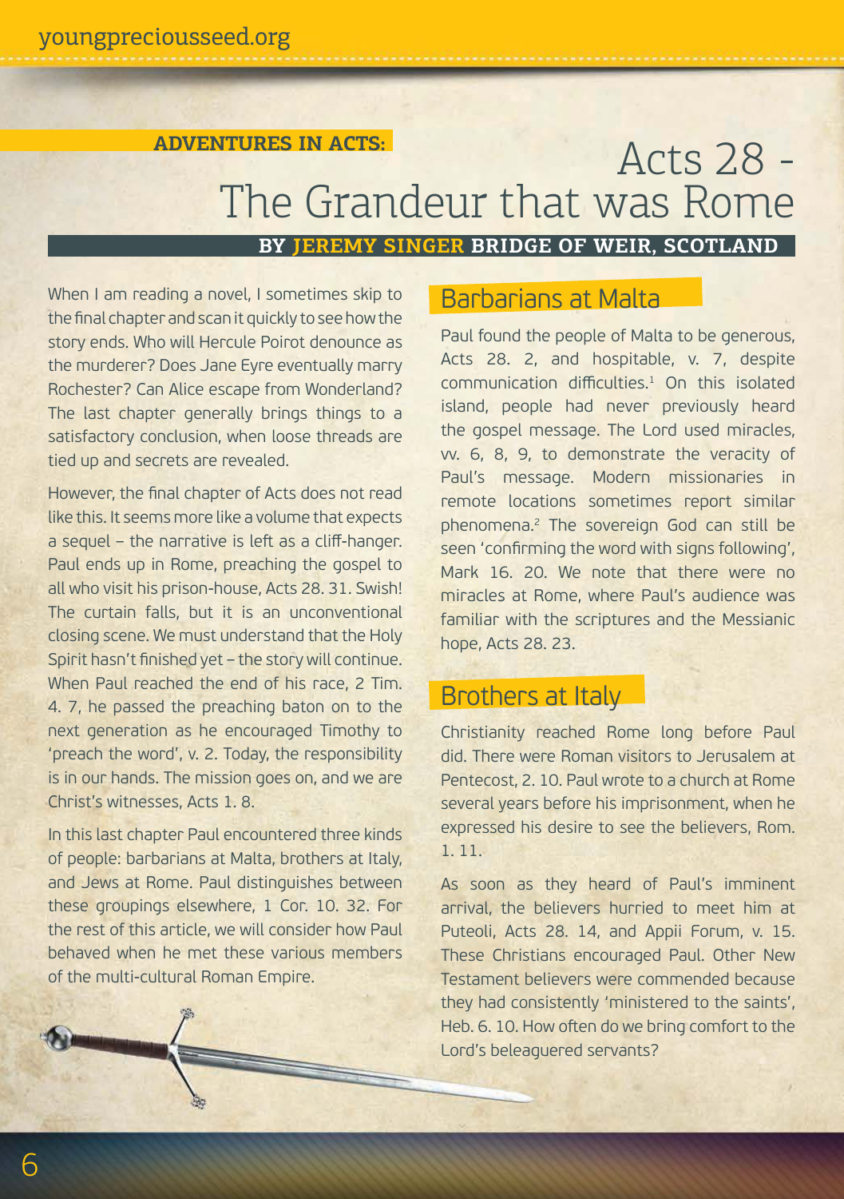**ADVENTURES IN ACTS:**

# Acts 28 - The Grandeur that was Rome

**BY JEREMY SINGER BRIDGE OF WEIR, SCOTLAND**

When I am reading a novel, I sometimes skip to the final chapter and scan it quickly to see how the story ends. Who will Hercule Poirot denounce as the murderer? Does Jane Eyre eventually marry Rochester? Can Alice escape from Wonderland? The last chapter generally brings things to a satisfactory conclusion, when loose threads are tied up and secrets are revealed.

However, the final chapter of Acts does not read like this. It seems more like a volume that expects a sequel – the narrative is left as a cliff-hanger. Paul ends up in Rome, preaching the gospel to all who visit his prison-house, Acts 28. 31. Swish! The curtain falls, but it is an unconventional closing scene. We must understand that the Holy Spirit hasn't finished yet – the story will continue. When Paul reached the end of his race, 2 Tim. 4. 7, he passed the preaching baton on to the next generation as he encouraged Timothy to 'preach the word', v. 2. Today, the responsibility is in our hands. The mission goes on, and we are Christ's witnesses, Acts 1. 8.

In this last chapter Paul encountered three kinds of people: barbarians at Malta, brothers at Italy, and Jews at Rome. Paul distinguishes between these groupings elsewhere, 1 Cor. 10. 32. For the rest of this article, we will consider how Paul behaved when he met these various members of the multi-cultural Roman Empire.

## Barbarians at Malta

Paul found the people of Malta to be generous, Acts 28. 2, and hospitable, v. 7, despite communication difficulties.[1] On this isolated island, people had never previously heard the gospel message. The Lord used miracles, vv. 6, 8, 9, to demonstrate the veracity of Paul's message. Modern missionaries in remote locations sometimes report similar phenomena.[2] The sovereign God can still be seen 'confirming the word with signs following', Mark 16. 20. We note that there were no miracles at Rome, where Paul's audience was familiar with the scriptures and the Messianic hope, Acts 28. 23.

## Brothers at Italy

Christianity reached Rome long before Paul did. There were Roman visitors to Jerusalem at Pentecost, 2. 10. Paul wrote to a church at Rome several years before his imprisonment, when he expressed his desire to see the believers, Rom. 1. 11.

As soon as they heard of Paul's imminent arrival, the believers hurried to meet him at Puteoli, Acts 28. 14, and Appii Forum, v. 15. These Christians encouraged Paul. Other New Testament believers were commended because they had consistently 'ministered to the saints', Heb. 6. 10. How often do we bring comfort to the Lord's beleaguered servants?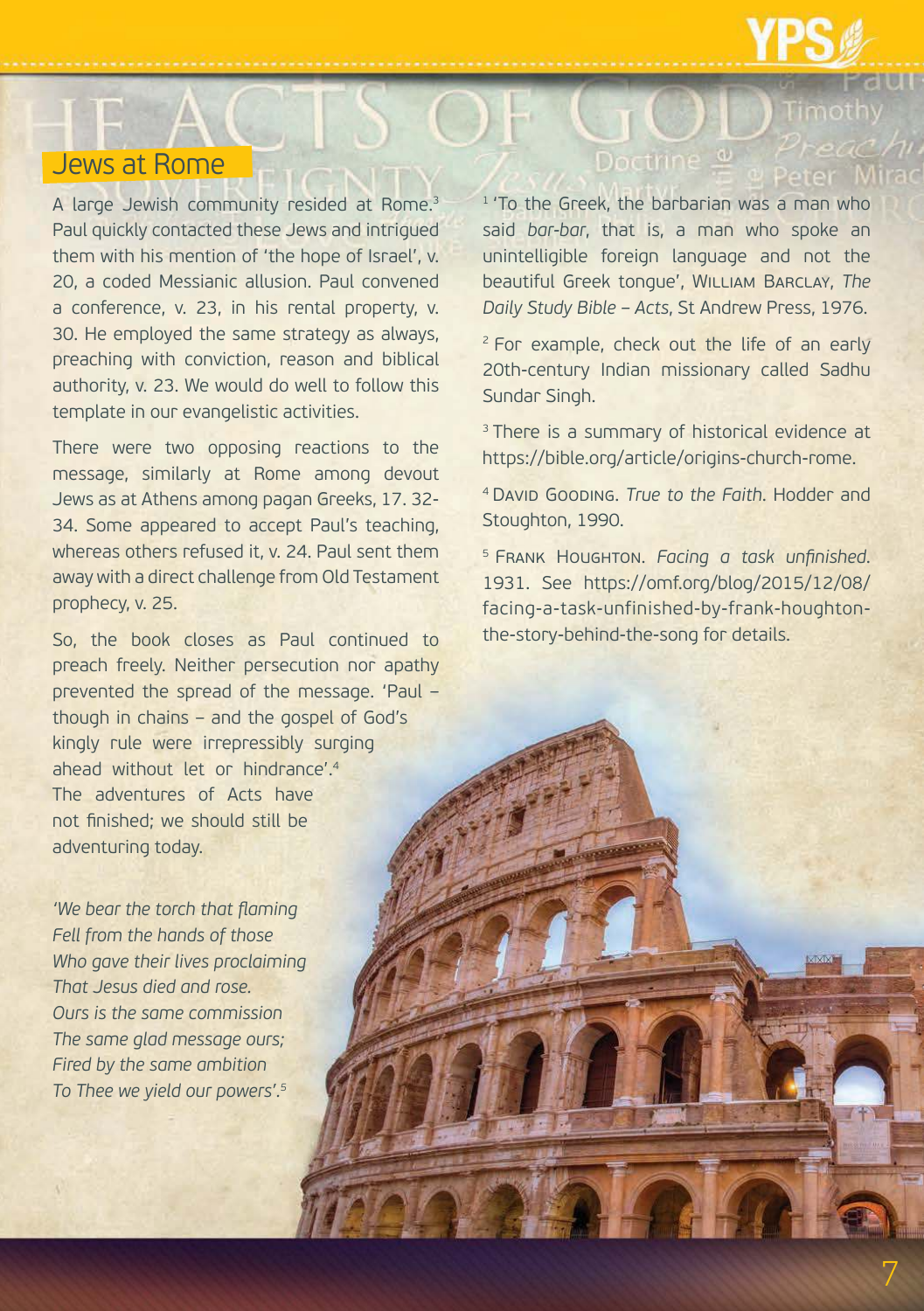## Jews at Rome

A large Jewish community resided at Rome.[3] Paul quickly contacted these Jews and intrigued them with his mention of 'the hope of Israel', v. 20, a coded Messianic allusion. Paul convened a conference, v. 23, in his rental property, v. 30. He employed the same strategy as always, preaching with conviction, reason and biblical authority, v. 23. We would do well to follow this template in our evangelistic activities.

There were two opposing reactions to the message, similarly at Rome among devout Jews as at Athens among pagan Greeks, 17. 32-34. Some appeared to accept Paul's teaching, whereas others refused it, v. 24. Paul sent them away with a direct challenge from Old Testament prophecy, v. 25.

So, the book closes as Paul continued to preach freely. Neither persecution nor apathy prevented the spread of the message. 'Paul – though in chains – and the gospel of God's kingly rule were irrepressibly surging ahead without let or hindrance'.[4] The adventures of Acts have not finished; we should still be adventuring today.

*'We bear the torch that flaming*
*Fell from the hands of those*
*Who gave their lives proclaiming*
*That Jesus died and rose.*
*Ours is the same commission*
*The same glad message ours;*
*Fired by the same ambition*
*To Thee we yield our powers'.*[5]

[1] 'To the Greek, the barbarian was a man who said *bar-bar*, that is, a man who spoke an unintelligible foreign language and not the beautiful Greek tongue', William Barclay, *The Daily Study Bible – Acts*, St Andrew Press, 1976.

[2] For example, check out the life of an early 20th-century Indian missionary called Sadhu Sundar Singh.

[3] There is a summary of historical evidence at https://bible.org/article/origins-church-rome.

[4] David Gooding. *True to the Faith*. Hodder and Stoughton, 1990.

[5] Frank Houghton. *Facing a task unfinished*. 1931. See https://omf.org/blog/2015/12/08/facing-a-task-unfinished-by-frank-houghton-the-story-behind-the-song for details.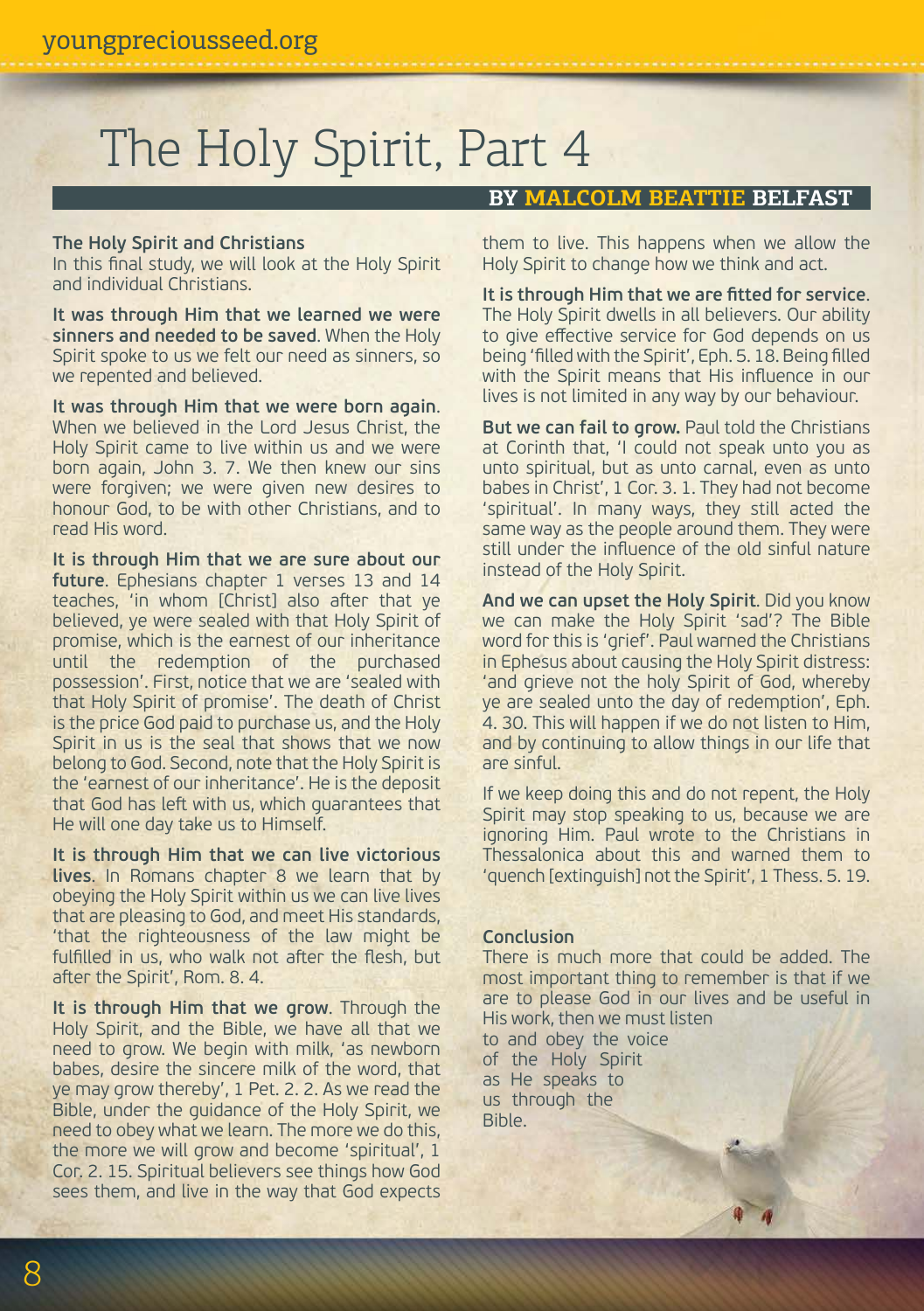# The Holy Spirit, Part 4

**BY MALCOLM BEATTIE BELFAST**

## The Holy Spirit and Christians

In this final study, we will look at the Holy Spirit and individual Christians.

**It was through Him that we learned we were sinners and needed to be saved**. When the Holy Spirit spoke to us we felt our need as sinners, so we repented and believed.

**It was through Him that we were born again**. When we believed in the Lord Jesus Christ, the Holy Spirit came to live within us and we were born again, John 3. 7. We then knew our sins were forgiven; we were given new desires to honour God, to be with other Christians, and to read His word.

**It is through Him that we are sure about our future**. Ephesians chapter 1 verses 13 and 14 teaches, 'in whom [Christ] also after that ye believed, ye were sealed with that Holy Spirit of promise, which is the earnest of our inheritance until the redemption of the purchased possession'. First, notice that we are 'sealed with that Holy Spirit of promise'. The death of Christ is the price God paid to purchase us, and the Holy Spirit in us is the seal that shows that we now belong to God. Second, note that the Holy Spirit is the 'earnest of our inheritance'. He is the deposit that God has left with us, which guarantees that He will one day take us to Himself.

**It is through Him that we can live victorious lives**. In Romans chapter 8 we learn that by obeying the Holy Spirit within us we can live lives that are pleasing to God, and meet His standards, 'that the righteousness of the law might be fulfilled in us, who walk not after the flesh, but after the Spirit', Rom. 8. 4.

**It is through Him that we grow**. Through the Holy Spirit, and the Bible, we have all that we need to grow. We begin with milk, 'as newborn babes, desire the sincere milk of the word, that ye may grow thereby', 1 Pet. 2. 2. As we read the Bible, under the guidance of the Holy Spirit, we need to obey what we learn. The more we do this, the more we will grow and become 'spiritual', 1 Cor. 2. 15. Spiritual believers see things how God sees them, and live in the way that God expects them to live. This happens when we allow the Holy Spirit to change how we think and act.

**It is through Him that we are fitted for service**. The Holy Spirit dwells in all believers. Our ability to give effective service for God depends on us being 'filled with the Spirit', Eph. 5. 18. Being filled with the Spirit means that His influence in our lives is not limited in any way by our behaviour.

**But we can fail to grow.** Paul told the Christians at Corinth that, 'I could not speak unto you as unto spiritual, but as unto carnal, even as unto babes in Christ', 1 Cor. 3. 1. They had not become 'spiritual'. In many ways, they still acted the same way as the people around them. They were still under the influence of the old sinful nature instead of the Holy Spirit.

**And we can upset the Holy Spirit**. Did you know we can make the Holy Spirit 'sad'? The Bible word for this is 'grief'. Paul warned the Christians in Ephesus about causing the Holy Spirit distress: 'and grieve not the holy Spirit of God, whereby ye are sealed unto the day of redemption', Eph. 4. 30. This will happen if we do not listen to Him, and by continuing to allow things in our life that are sinful.

If we keep doing this and do not repent, the Holy Spirit may stop speaking to us, because we are ignoring Him. Paul wrote to the Christians in Thessalonica about this and warned them to 'quench [extinguish] not the Spirit', 1 Thess. 5. 19.

## Conclusion

There is much more that could be added. The most important thing to remember is that if we are to please God in our lives and be useful in His work, then we must listen to and obey the voice of the Holy Spirit as He speaks to us through the Bible.